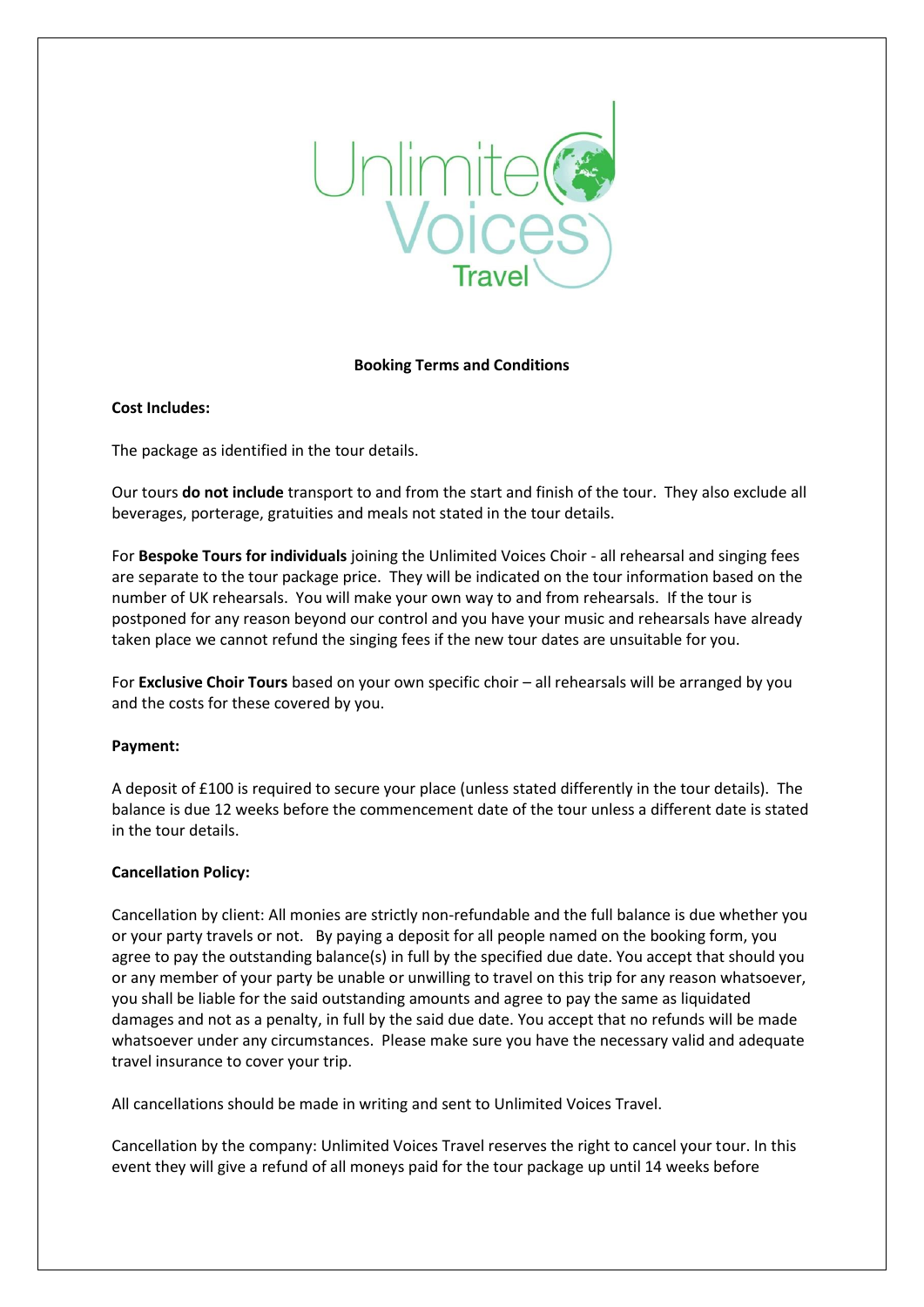# Booking Terms and Conditions

**Cost Includes:**

The package as identified in the tour details.

Our tours **do not include** transport to and from the start and finish of the tour. They also exclude all beverages, porterage, gratuities and meals not stated in the tour details.

For **Bespoke Tours for individuals** joining the Unlimited Voices Choir - all rehearsal and singing fees are separate to the tour package price. They will be indicated on the tour information based on the number of UK rehearsals. You will make your own way to and from rehearsals. If the tour is postponed for any reason beyond our control and you have your music and rehearsals have already taken place we cannot refund the singing fees if the new tour dates are unsuitable for you.

For **Exclusive Choir Tours** based on your own specific choir – all rehearsals will be arranged by you and the costs for these covered by you.

**Payment:**

A deposit of £100 is required to secure your place (unless stated differently in the tour details). The balance is due 12 weeks before the commencement date of the tour unless a different date is stated in the tour details.

**Cancellation Policy:**

Cancellation by client: All monies are strictly non-refundable and the full balance is due whether you or your party travels or not. By paying a deposit for all people named on the booking form, you agree to pay the outstanding balance(s) in full by the specified due date. You accept that should you or any member of your party be unable or unwilling to travel on this trip for any reason whatsoever, you shall be liable for the said outstanding amounts and agree to pay the same as liquidated damages and not as a penalty, in full by the said due date. You accept that no refunds will be made whatsoever under any circumstances. Please make sure you have the necessary valid and adequate travel insurance to cover your trip.

All cancellations should be made in writing and sent to Unlimited Voices Travel.

Cancellation by the company: Unlimited Voices Travel reserves the right to cancel your tour. In this event they will give a refund of all moneys paid for the tour package up until 14 weeks before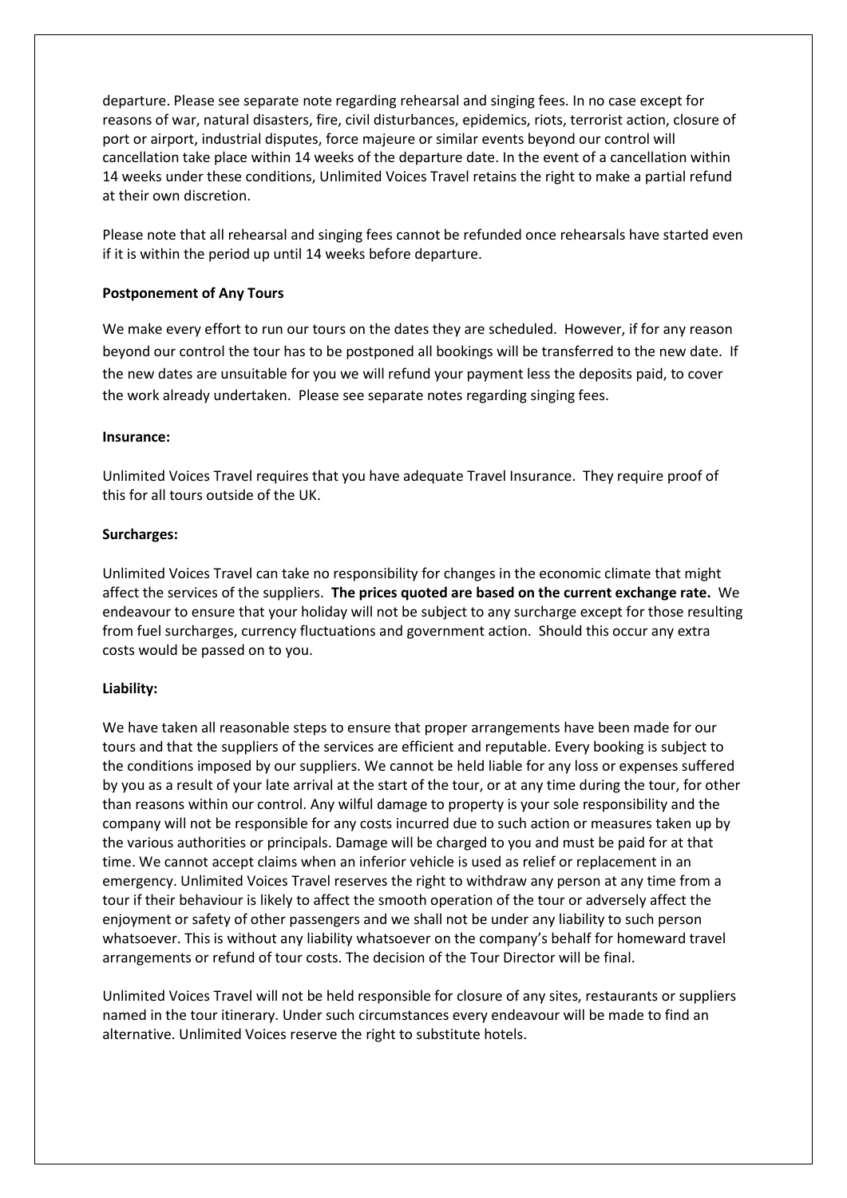departure. Please see separate note regarding rehearsal and singing fees. In no case except for reasons of war, natural disasters, fire, civil disturbances, epidemics, riots, terrorist action, closure of port or airport, industrial disputes, force majeure or similar events beyond our control will cancellation take place within 14 weeks of the departure date. In the event of a cancellation within 14 weeks under these conditions, Unlimited Voices Travel retains the right to make a partial refund at their own discretion.

Please note that all rehearsal and singing fees cannot be refunded once rehearsals have started even if it is within the period up until 14 weeks before departure.

**Postponement of Any Tours**

We make every effort to run our tours on the dates they are scheduled. However, if for any reason beyond our control the tour has to be postponed all bookings will be transferred to the new date. If the new dates are unsuitable for you we will refund your payment less the deposits paid, to cover the work already undertaken. Please see separate notes regarding singing fees.

**Insurance:**

Unlimited Voices Travel requires that you have adequate Travel Insurance. They require proof of this for all tours outside of the UK.

**Surcharges:**

Unlimited Voices Travel can take no responsibility for changes in the economic climate that might affect the services of the suppliers. **The prices quoted are based on the current exchange rate.** We endeavour to ensure that your holiday will not be subject to any surcharge except for those resulting from fuel surcharges, currency fluctuations and government action. Should this occur any extra costs would be passed on to you.

**Liability:**

We have taken all reasonable steps to ensure that proper arrangements have been made for our tours and that the suppliers of the services are efficient and reputable. Every booking is subject to the conditions imposed by our suppliers. We cannot be held liable for any loss or expenses suffered by you as a result of your late arrival at the start of the tour, or at any time during the tour, for other than reasons within our control. Any wilful damage to property is your sole responsibility and the company will not be responsible for any costs incurred due to such action or measures taken up by the various authorities or principals. Damage will be charged to you and must be paid for at that time. We cannot accept claims when an inferior vehicle is used as relief or replacement in an emergency. Unlimited Voices Travel reserves the right to withdraw any person at any time from a tour if their behaviour is likely to affect the smooth operation of the tour or adversely affect the enjoyment or safety of other passengers and we shall not be under any liability to such person whatsoever. This is without any liability whatsoever on the company's behalf for homeward travel arrangements or refund of tour costs. The decision of the Tour Director will be final.

Unlimited Voices Travel will not be held responsible for closure of any sites, restaurants or suppliers named in the tour itinerary. Under such circumstances every endeavour will be made to find an alternative. Unlimited Voices reserve the right to substitute hotels.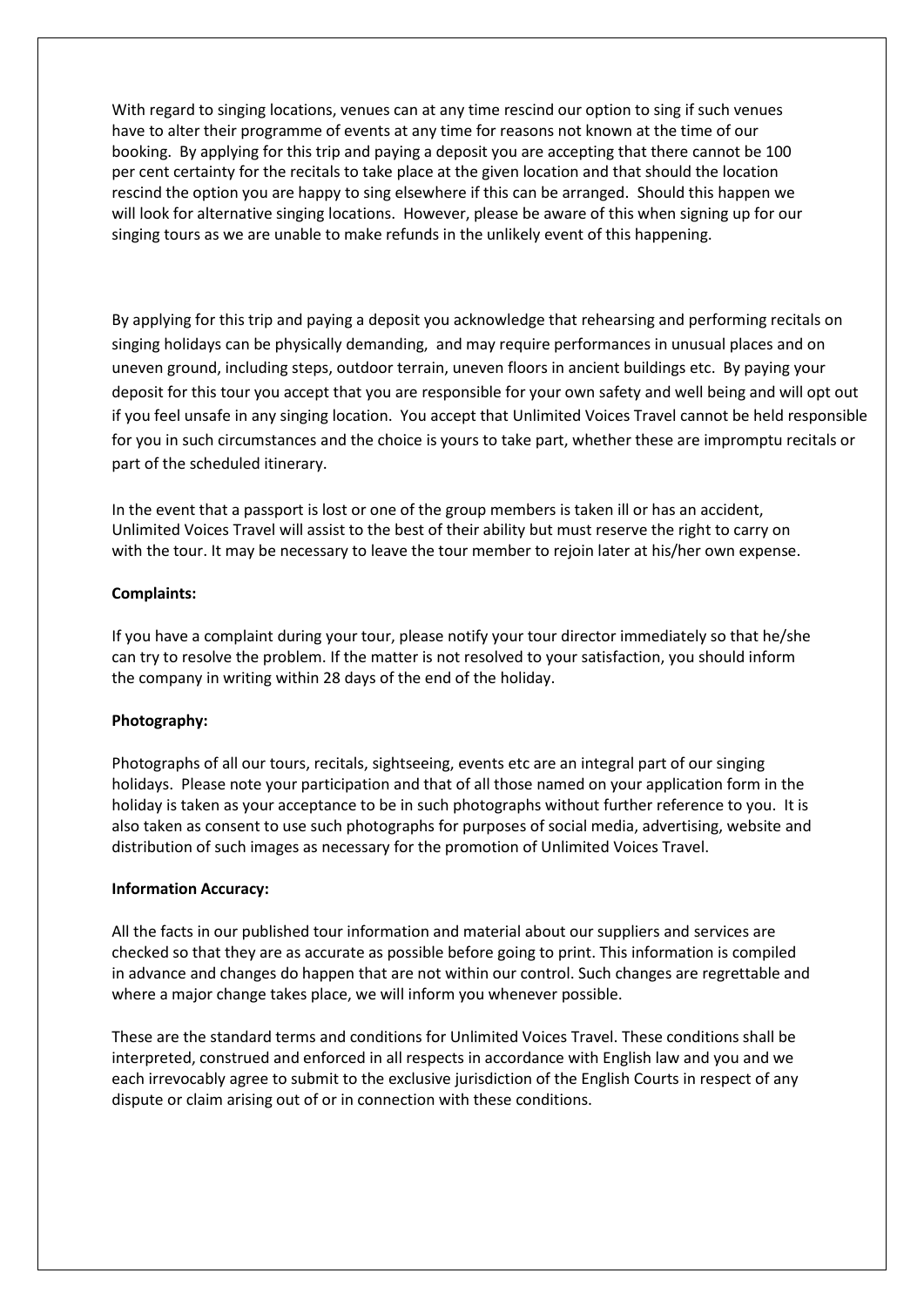With regard to singing locations, venues can at any time rescind our option to sing if such venues have to alter their programme of events at any time for reasons not known at the time of our booking. By applying for this trip and paying a deposit you are accepting that there cannot be 100 per cent certainty for the recitals to take place at the given location and that should the location rescind the option you are happy to sing elsewhere if this can be arranged. Should this happen we will look for alternative singing locations. However, please be aware of this when signing up for our singing tours as we are unable to make refunds in the unlikely event of this happening.

By applying for this trip and paying a deposit you acknowledge that rehearsing and performing recitals on singing holidays can be physically demanding, and may require performances in unusual places and on uneven ground, including steps, outdoor terrain, uneven floors in ancient buildings etc. By paying your deposit for this tour you accept that you are responsible for your own safety and well being and will opt out if you feel unsafe in any singing location. You accept that Unlimited Voices Travel cannot be held responsible for you in such circumstances and the choice is yours to take part, whether these are impromptu recitals or part of the scheduled itinerary.

In the event that a passport is lost or one of the group members is taken ill or has an accident, Unlimited Voices Travel will assist to the best of their ability but must reserve the right to carry on with the tour. It may be necessary to leave the tour member to rejoin later at his/her own expense.

**Complaints:**

If you have a complaint during your tour, please notify your tour director immediately so that he/she can try to resolve the problem. If the matter is not resolved to your satisfaction, you should inform the company in writing within 28 days of the end of the holiday.

**Photography:**

Photographs of all our tours, recitals, sightseeing, events etc are an integral part of our singing holidays. Please note your participation and that of all those named on your application form in the holiday is taken as your acceptance to be in such photographs without further reference to you. It is also taken as consent to use such photographs for purposes of social media, advertising, website and distribution of such images as necessary for the promotion of Unlimited Voices Travel.

**Information Accuracy:**

All the facts in our published tour information and material about our suppliers and services are checked so that they are as accurate as possible before going to print. This information is compiled in advance and changes do happen that are not within our control. Such changes are regrettable and where a major change takes place, we will inform you whenever possible.

These are the standard terms and conditions for Unlimited Voices Travel. These conditions shall be interpreted, construed and enforced in all respects in accordance with English law and you and we each irrevocably agree to submit to the exclusive jurisdiction of the English Courts in respect of any dispute or claim arising out of or in connection with these conditions.